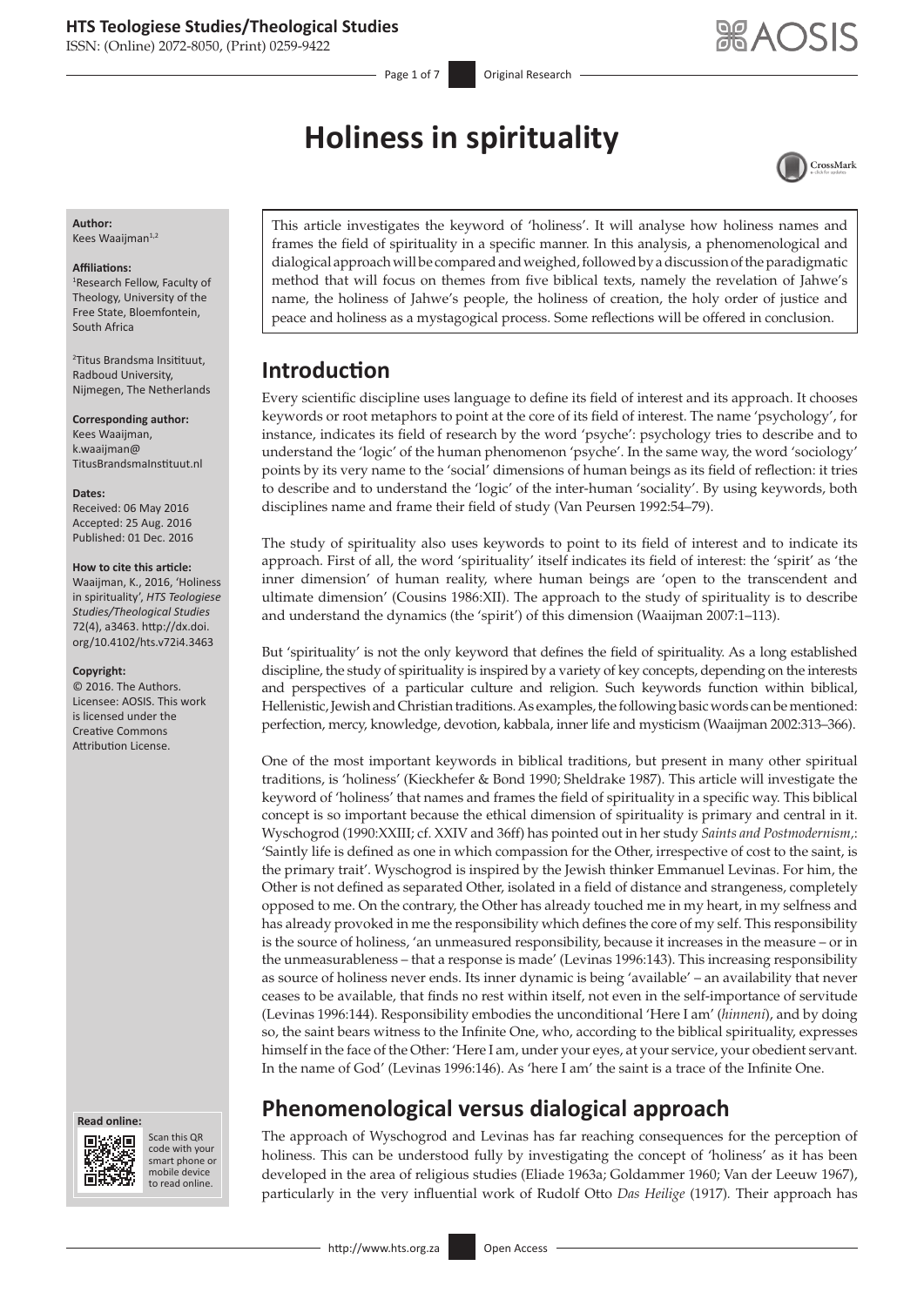# Holiness in spirituality

**Author:**
Kees Waaijman[1,2]

**Affiliations:**
[1]Research Fellow, Faculty of Theology, University of the Free State, Bloemfontein, South Africa

[2]Titus Brandsma Insitituut, Radboud University, Nijmegen, The Netherlands

**Corresponding author:**
Kees Waaijman,
k.waaijman@TitusBrandsmaInstituut.nl

**Dates:**
Received: 06 May 2016
Accepted: 25 Aug. 2016
Published: 01 Dec. 2016

**How to cite this article:**
Waaijman, K., 2016, 'Holiness in spirituality', *HTS Teologiese Studies/Theological Studies* 72(4), a3463. http://dx.doi.org/10.4102/hts.v72i4.3463

**Copyright:**
© 2016. The Authors. Licensee: AOSIS. This work is licensed under the Creative Commons Attribution License.

This article investigates the keyword of 'holiness'. It will analyse how holiness names and frames the field of spirituality in a specific manner. In this analysis, a phenomenological and dialogical approach will be compared and weighed, followed by a discussion of the paradigmatic method that will focus on themes from five biblical texts, namely the revelation of Jahwe's name, the holiness of Jahwe's people, the holiness of creation, the holy order of justice and peace and holiness as a mystagogical process. Some reflections will be offered in conclusion.

## Introduction

Every scientific discipline uses language to define its field of interest and its approach. It chooses keywords or root metaphors to point at the core of its field of interest. The name 'psychology', for instance, indicates its field of research by the word 'psyche': psychology tries to describe and to understand the 'logic' of the human phenomenon 'psyche'. In the same way, the word 'sociology' points by its very name to the 'social' dimensions of human beings as its field of reflection: it tries to describe and to understand the 'logic' of the inter-human 'sociality'. By using keywords, both disciplines name and frame their field of study (Van Peursen 1992:54–79).

The study of spirituality also uses keywords to point to its field of interest and to indicate its approach. First of all, the word 'spirituality' itself indicates its field of interest: the 'spirit' as 'the inner dimension' of human reality, where human beings are 'open to the transcendent and ultimate dimension' (Cousins 1986:XII). The approach to the study of spirituality is to describe and understand the dynamics (the 'spirit') of this dimension (Waaijman 2007:1–113).

But 'spirituality' is not the only keyword that defines the field of spirituality. As a long established discipline, the study of spirituality is inspired by a variety of key concepts, depending on the interests and perspectives of a particular culture and religion. Such keywords function within biblical, Hellenistic, Jewish and Christian traditions. As examples, the following basic words can be mentioned: perfection, mercy, knowledge, devotion, kabbala, inner life and mysticism (Waaijman 2002:313–366).

One of the most important keywords in biblical traditions, but present in many other spiritual traditions, is 'holiness' (Kieckhefer & Bond 1990; Sheldrake 1987). This article will investigate the keyword of 'holiness' that names and frames the field of spirituality in a specific way. This biblical concept is so important because the ethical dimension of spirituality is primary and central in it. Wyschogrod (1990:XXIII; cf. XXIV and 36ff) has pointed out in her study *Saints and Postmodernism,*: 'Saintly life is defined as one in which compassion for the Other, irrespective of cost to the saint, is the primary trait'. Wyschogrod is inspired by the Jewish thinker Emmanuel Levinas. For him, the Other is not defined as separated Other, isolated in a field of distance and strangeness, completely opposed to me. On the contrary, the Other has already touched me in my heart, in my selfness and has already provoked in me the responsibility which defines the core of my self. This responsibility is the source of holiness, 'an unmeasured responsibility, because it increases in the measure – or in the unmeasurableness – that a response is made' (Levinas 1996:143). This increasing responsibility as source of holiness never ends. Its inner dynamic is being 'available' – an availability that never ceases to be available, that finds no rest within itself, not even in the self-importance of servitude (Levinas 1996:144). Responsibility embodies the unconditional 'Here I am' (*hinneni*), and by doing so, the saint bears witness to the Infinite One, who, according to the biblical spirituality, expresses himself in the face of the Other: 'Here I am, under your eyes, at your service, your obedient servant. In the name of God' (Levinas 1996:146). As 'here I am' the saint is a trace of the Infinite One.

## Phenomenological versus dialogical approach

The approach of Wyschogrod and Levinas has far reaching consequences for the perception of holiness. This can be understood fully by investigating the concept of 'holiness' as it has been developed in the area of religious studies (Eliade 1963a; Goldammer 1960; Van der Leeuw 1967), particularly in the very influential work of Rudolf Otto *Das Heilige* (1917). Their approach has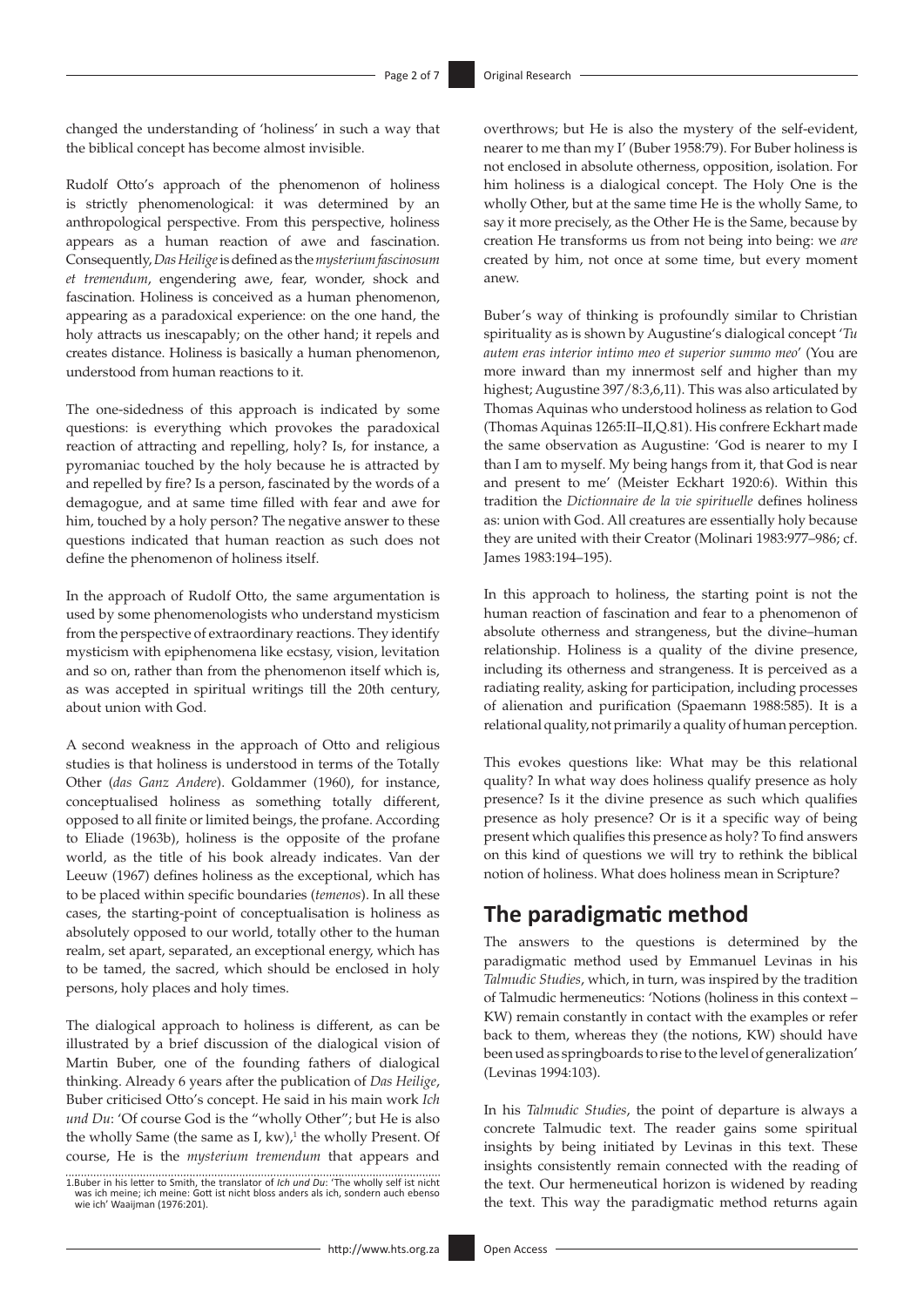changed the understanding of 'holiness' in such a way that the biblical concept has become almost invisible.

Rudolf Otto's approach of the phenomenon of holiness is strictly phenomenological: it was determined by an anthropological perspective. From this perspective, holiness appears as a human reaction of awe and fascination. Consequently, *Das Heilige* is defined as the *mysterium fascinosum et tremendum*, engendering awe, fear, wonder, shock and fascination. Holiness is conceived as a human phenomenon, appearing as a paradoxical experience: on the one hand, the holy attracts us inescapably; on the other hand; it repels and creates distance. Holiness is basically a human phenomenon, understood from human reactions to it.

The one-sidedness of this approach is indicated by some questions: is everything which provokes the paradoxical reaction of attracting and repelling, holy? Is, for instance, a pyromaniac touched by the holy because he is attracted by and repelled by fire? Is a person, fascinated by the words of a demagogue, and at same time filled with fear and awe for him, touched by a holy person? The negative answer to these questions indicated that human reaction as such does not define the phenomenon of holiness itself.

In the approach of Rudolf Otto, the same argumentation is used by some phenomenologists who understand mysticism from the perspective of extraordinary reactions. They identify mysticism with epiphenomena like ecstasy, vision, levitation and so on, rather than from the phenomenon itself which is, as was accepted in spiritual writings till the 20th century, about union with God.

A second weakness in the approach of Otto and religious studies is that holiness is understood in terms of the Totally Other (*das Ganz Andere*). Goldammer (1960), for instance, conceptualised holiness as something totally different, opposed to all finite or limited beings, the profane. According to Eliade (1963b), holiness is the opposite of the profane world, as the title of his book already indicates. Van der Leeuw (1967) defines holiness as the exceptional, which has to be placed within specific boundaries (*temenos*). In all these cases, the starting-point of conceptualisation is holiness as absolutely opposed to our world, totally other to the human realm, set apart, separated, an exceptional energy, which has to be tamed, the sacred, which should be enclosed in holy persons, holy places and holy times.

The dialogical approach to holiness is different, as can be illustrated by a brief discussion of the dialogical vision of Martin Buber, one of the founding fathers of dialogical thinking. Already 6 years after the publication of *Das Heilige*, Buber criticised Otto's concept. He said in his main work *Ich und Du*: 'Of course God is the "wholly Other"; but He is also the wholly Same (the same as I, kw),[1] the wholly Present. Of course, He is the *mysterium tremendum* that appears and overthrows; but He is also the mystery of the self-evident, nearer to me than my I' (Buber 1958:79). For Buber holiness is not enclosed in absolute otherness, opposition, isolation. For him holiness is a dialogical concept. The Holy One is the wholly Other, but at the same time He is the wholly Same, to say it more precisely, as the Other He is the Same, because by creation He transforms us from not being into being: we *are* created by him, not once at some time, but every moment anew.

Buber's way of thinking is profoundly similar to Christian spirituality as is shown by Augustine's dialogical concept '*Tu autem eras interior intimo meo et superior summo meo*' (You are more inward than my innermost self and higher than my highest; Augustine 397/8:3,6,11). This was also articulated by Thomas Aquinas who understood holiness as relation to God (Thomas Aquinas 1265:II–II,Q.81). His confrere Eckhart made the same observation as Augustine: 'God is nearer to my I than I am to myself. My being hangs from it, that God is near and present to me' (Meister Eckhart 1920:6). Within this tradition the *Dictionnaire de la vie spirituelle* defines holiness as: union with God. All creatures are essentially holy because they are united with their Creator (Molinari 1983:977–986; cf. James 1983:194–195).

In this approach to holiness, the starting point is not the human reaction of fascination and fear to a phenomenon of absolute otherness and strangeness, but the divine–human relationship. Holiness is a quality of the divine presence, including its otherness and strangeness. It is perceived as a radiating reality, asking for participation, including processes of alienation and purification (Spaemann 1988:585). It is a relational quality, not primarily a quality of human perception.

This evokes questions like: What may be this relational quality? In what way does holiness qualify presence as holy presence? Is it the divine presence as such which qualifies presence as holy presence? Or is it a specific way of being present which qualifies this presence as holy? To find answers on this kind of questions we will try to rethink the biblical notion of holiness. What does holiness mean in Scripture?

## The paradigmatic method

The answers to the questions is determined by the paradigmatic method used by Emmanuel Levinas in his *Talmudic Studies*, which, in turn, was inspired by the tradition of Talmudic hermeneutics: 'Notions (holiness in this context – KW) remain constantly in contact with the examples or refer back to them, whereas they (the notions, KW) should have been used as springboards to rise to the level of generalization' (Levinas 1994:103).

In his *Talmudic Studies*, the point of departure is always a concrete Talmudic text. The reader gains some spiritual insights by being initiated by Levinas in this text. These insights consistently remain connected with the reading of the text. Our hermeneutical horizon is widened by reading the text. This way the paradigmatic method returns again

1. Buber in his letter to Smith, the translator of *Ich und Du*: 'The wholly self ist nicht was ich meine; ich meine: Gott ist nicht bloss anders als ich, sondern auch ebenso wie ich' Waaijman (1976:201).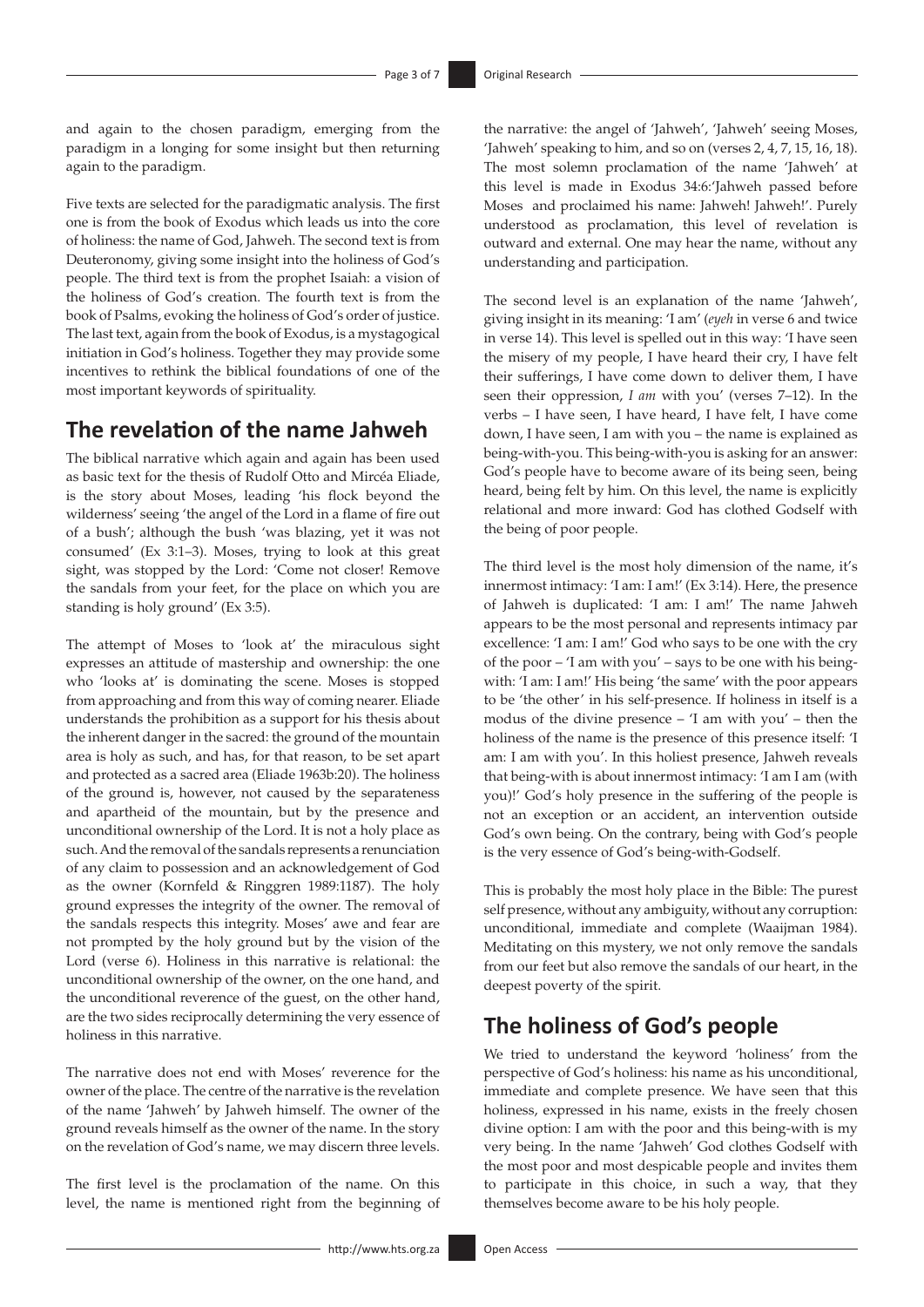and again to the chosen paradigm, emerging from the paradigm in a longing for some insight but then returning again to the paradigm.

Five texts are selected for the paradigmatic analysis. The first one is from the book of Exodus which leads us into the core of holiness: the name of God, Jahweh. The second text is from Deuteronomy, giving some insight into the holiness of God's people. The third text is from the prophet Isaiah: a vision of the holiness of God's creation. The fourth text is from the book of Psalms, evoking the holiness of God's order of justice. The last text, again from the book of Exodus, is a mystagogical initiation in God's holiness. Together they may provide some incentives to rethink the biblical foundations of one of the most important keywords of spirituality.

## The revelation of the name Jahweh

The biblical narrative which again and again has been used as basic text for the thesis of Rudolf Otto and Mircéa Eliade, is the story about Moses, leading 'his flock beyond the wilderness' seeing 'the angel of the Lord in a flame of fire out of a bush'; although the bush 'was blazing, yet it was not consumed' (Ex 3:1–3). Moses, trying to look at this great sight, was stopped by the Lord: 'Come not closer! Remove the sandals from your feet, for the place on which you are standing is holy ground' (Ex 3:5).

The attempt of Moses to 'look at' the miraculous sight expresses an attitude of mastership and ownership: the one who 'looks at' is dominating the scene. Moses is stopped from approaching and from this way of coming nearer. Eliade understands the prohibition as a support for his thesis about the inherent danger in the sacred: the ground of the mountain area is holy as such, and has, for that reason, to be set apart and protected as a sacred area (Eliade 1963b:20). The holiness of the ground is, however, not caused by the separateness and apartheid of the mountain, but by the presence and unconditional ownership of the Lord. It is not a holy place as such. And the removal of the sandals represents a renunciation of any claim to possession and an acknowledgement of God as the owner (Kornfeld & Ringgren 1989:1187). The holy ground expresses the integrity of the owner. The removal of the sandals respects this integrity. Moses' awe and fear are not prompted by the holy ground but by the vision of the Lord (verse 6). Holiness in this narrative is relational: the unconditional ownership of the owner, on the one hand, and the unconditional reverence of the guest, on the other hand, are the two sides reciprocally determining the very essence of holiness in this narrative.

The narrative does not end with Moses' reverence for the owner of the place. The centre of the narrative is the revelation of the name 'Jahweh' by Jahweh himself. The owner of the ground reveals himself as the owner of the name. In the story on the revelation of God's name, we may discern three levels.

The first level is the proclamation of the name. On this level, the name is mentioned right from the beginning of the narrative: the angel of 'Jahweh', 'Jahweh' seeing Moses, 'Jahweh' speaking to him, and so on (verses 2, 4, 7, 15, 16, 18). The most solemn proclamation of the name 'Jahweh' at this level is made in Exodus 34:6:'Jahweh passed before Moses and proclaimed his name: Jahweh! Jahweh!'. Purely understood as proclamation, this level of revelation is outward and external. One may hear the name, without any understanding and participation.

The second level is an explanation of the name 'Jahweh', giving insight in its meaning: 'I am' (*eyeh* in verse 6 and twice in verse 14). This level is spelled out in this way: 'I have seen the misery of my people, I have heard their cry, I have felt their sufferings, I have come down to deliver them, I have seen their oppression, *I am* with you' (verses 7–12). In the verbs – I have seen, I have heard, I have felt, I have come down, I have seen, I am with you – the name is explained as being-with-you. This being-with-you is asking for an answer: God's people have to become aware of its being seen, being heard, being felt by him. On this level, the name is explicitly relational and more inward: God has clothed Godself with the being of poor people.

The third level is the most holy dimension of the name, it's innermost intimacy: 'I am: I am!' (Ex 3:14). Here, the presence of Jahweh is duplicated: 'I am: I am!' The name Jahweh appears to be the most personal and represents intimacy par excellence: 'I am: I am!' God who says to be one with the cry of the poor – 'I am with you' – says to be one with his being-with: 'I am: I am!' His being 'the same' with the poor appears to be 'the other' in his self-presence. If holiness in itself is a modus of the divine presence – 'I am with you' – then the holiness of the name is the presence of this presence itself: 'I am: I am with you'. In this holiest presence, Jahweh reveals that being-with is about innermost intimacy: 'I am I am (with you)!' God's holy presence in the suffering of the people is not an exception or an accident, an intervention outside God's own being. On the contrary, being with God's people is the very essence of God's being-with-Godself.

This is probably the most holy place in the Bible: The purest self presence, without any ambiguity, without any corruption: unconditional, immediate and complete (Waaijman 1984). Meditating on this mystery, we not only remove the sandals from our feet but also remove the sandals of our heart, in the deepest poverty of the spirit.

## The holiness of God's people

We tried to understand the keyword 'holiness' from the perspective of God's holiness: his name as his unconditional, immediate and complete presence. We have seen that this holiness, expressed in his name, exists in the freely chosen divine option: I am with the poor and this being-with is my very being. In the name 'Jahweh' God clothes Godself with the most poor and most despicable people and invites them to participate in this choice, in such a way, that they themselves become aware to be his holy people.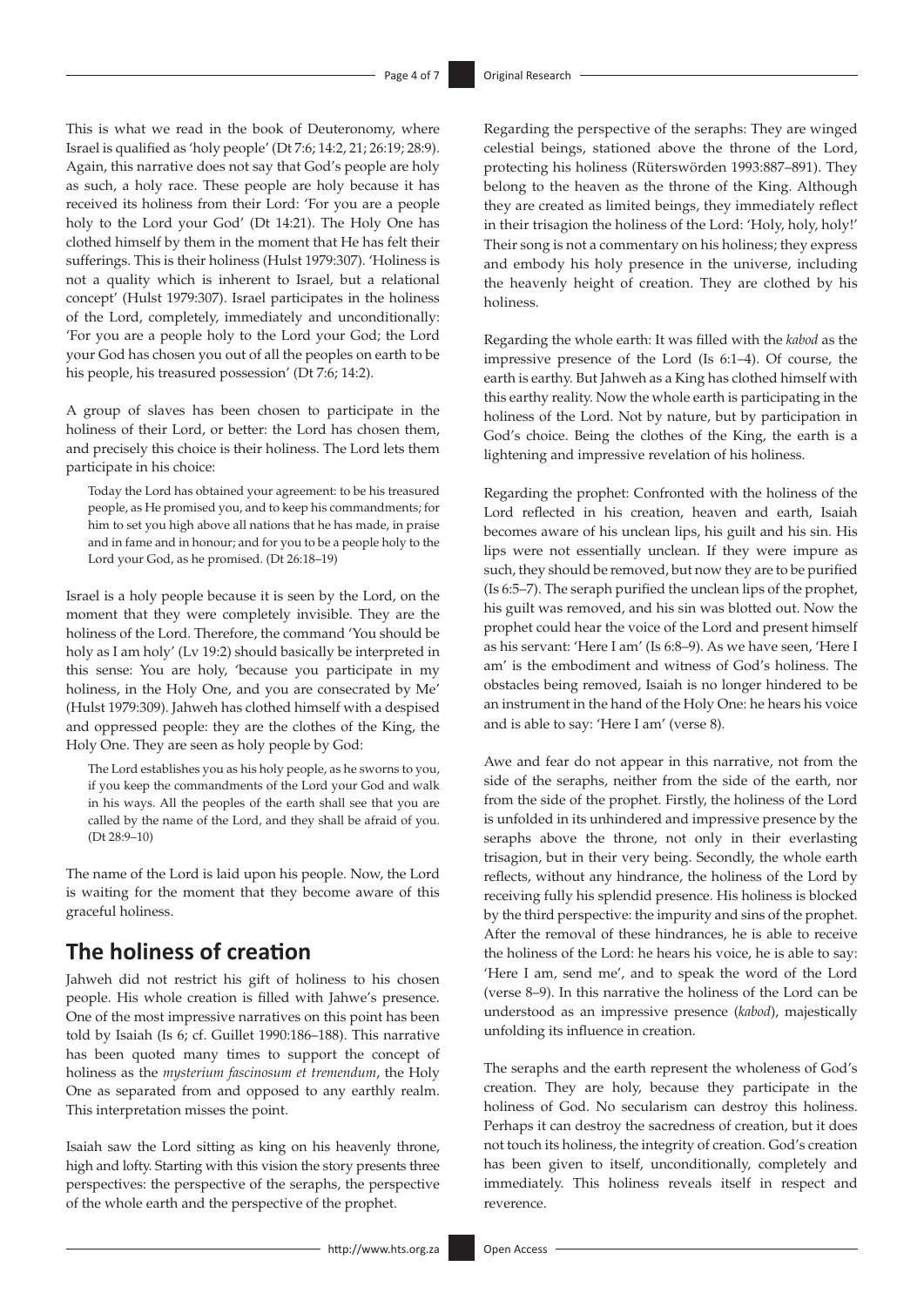This is what we read in the book of Deuteronomy, where Israel is qualified as 'holy people' (Dt 7:6; 14:2, 21; 26:19; 28:9). Again, this narrative does not say that God's people are holy as such, a holy race. These people are holy because it has received its holiness from their Lord: 'For you are a people holy to the Lord your God' (Dt 14:21). The Holy One has clothed himself by them in the moment that He has felt their sufferings. This is their holiness (Hulst 1979:307). 'Holiness is not a quality which is inherent to Israel, but a relational concept' (Hulst 1979:307). Israel participates in the holiness of the Lord, completely, immediately and unconditionally: 'For you are a people holy to the Lord your God; the Lord your God has chosen you out of all the peoples on earth to be his people, his treasured possession' (Dt 7:6; 14:2).

A group of slaves has been chosen to participate in the holiness of their Lord, or better: the Lord has chosen them, and precisely this choice is their holiness. The Lord lets them participate in his choice:

> Today the Lord has obtained your agreement: to be his treasured people, as He promised you, and to keep his commandments; for him to set you high above all nations that he has made, in praise and in fame and in honour; and for you to be a people holy to the Lord your God, as he promised. (Dt 26:18–19)

Israel is a holy people because it is seen by the Lord, on the moment that they were completely invisible. They are the holiness of the Lord. Therefore, the command 'You should be holy as I am holy' (Lv 19:2) should basically be interpreted in this sense: You are holy, 'because you participate in my holiness, in the Holy One, and you are consecrated by Me' (Hulst 1979:309). Jahweh has clothed himself with a despised and oppressed people: they are the clothes of the King, the Holy One. They are seen as holy people by God:

> The Lord establishes you as his holy people, as he sworns to you, if you keep the commandments of the Lord your God and walk in his ways. All the peoples of the earth shall see that you are called by the name of the Lord, and they shall be afraid of you. (Dt 28:9–10)

The name of the Lord is laid upon his people. Now, the Lord is waiting for the moment that they become aware of this graceful holiness.

## The holiness of creation

Jahweh did not restrict his gift of holiness to his chosen people. His whole creation is filled with Jahwe's presence. One of the most impressive narratives on this point has been told by Isaiah (Is 6; cf. Guillet 1990:186–188). This narrative has been quoted many times to support the concept of holiness as the *mysterium fascinosum et tremendum*, the Holy One as separated from and opposed to any earthly realm. This interpretation misses the point.

Isaiah saw the Lord sitting as king on his heavenly throne, high and lofty. Starting with this vision the story presents three perspectives: the perspective of the seraphs, the perspective of the whole earth and the perspective of the prophet.

Regarding the perspective of the seraphs: They are winged celestial beings, stationed above the throne of the Lord, protecting his holiness (Rüterswörden 1993:887–891). They belong to the heaven as the throne of the King. Although they are created as limited beings, they immediately reflect in their trisagion the holiness of the Lord: 'Holy, holy, holy!' Their song is not a commentary on his holiness; they express and embody his holy presence in the universe, including the heavenly height of creation. They are clothed by his holiness.

Regarding the whole earth: It was filled with the *kabod* as the impressive presence of the Lord (Is 6:1–4). Of course, the earth is earthy. But Jahweh as a King has clothed himself with this earthy reality. Now the whole earth is participating in the holiness of the Lord. Not by nature, but by participation in God's choice. Being the clothes of the King, the earth is a lightening and impressive revelation of his holiness.

Regarding the prophet: Confronted with the holiness of the Lord reflected in his creation, heaven and earth, Isaiah becomes aware of his unclean lips, his guilt and his sin. His lips were not essentially unclean. If they were impure as such, they should be removed, but now they are to be purified (Is 6:5–7). The seraph purified the unclean lips of the prophet, his guilt was removed, and his sin was blotted out. Now the prophet could hear the voice of the Lord and present himself as his servant: 'Here I am' (Is 6:8–9). As we have seen, 'Here I am' is the embodiment and witness of God's holiness. The obstacles being removed, Isaiah is no longer hindered to be an instrument in the hand of the Holy One: he hears his voice and is able to say: 'Here I am' (verse 8).

Awe and fear do not appear in this narrative, not from the side of the seraphs, neither from the side of the earth, nor from the side of the prophet. Firstly, the holiness of the Lord is unfolded in its unhindered and impressive presence by the seraphs above the throne, not only in their everlasting trisagion, but in their very being. Secondly, the whole earth reflects, without any hindrance, the holiness of the Lord by receiving fully his splendid presence. His holiness is blocked by the third perspective: the impurity and sins of the prophet. After the removal of these hindrances, he is able to receive the holiness of the Lord: he hears his voice, he is able to say: 'Here I am, send me', and to speak the word of the Lord (verse 8–9). In this narrative the holiness of the Lord can be understood as an impressive presence (*kabod*), majestically unfolding its influence in creation.

The seraphs and the earth represent the wholeness of God's creation. They are holy, because they participate in the holiness of God. No secularism can destroy this holiness. Perhaps it can destroy the sacredness of creation, but it does not touch its holiness, the integrity of creation. God's creation has been given to itself, unconditionally, completely and immediately. This holiness reveals itself in respect and reverence.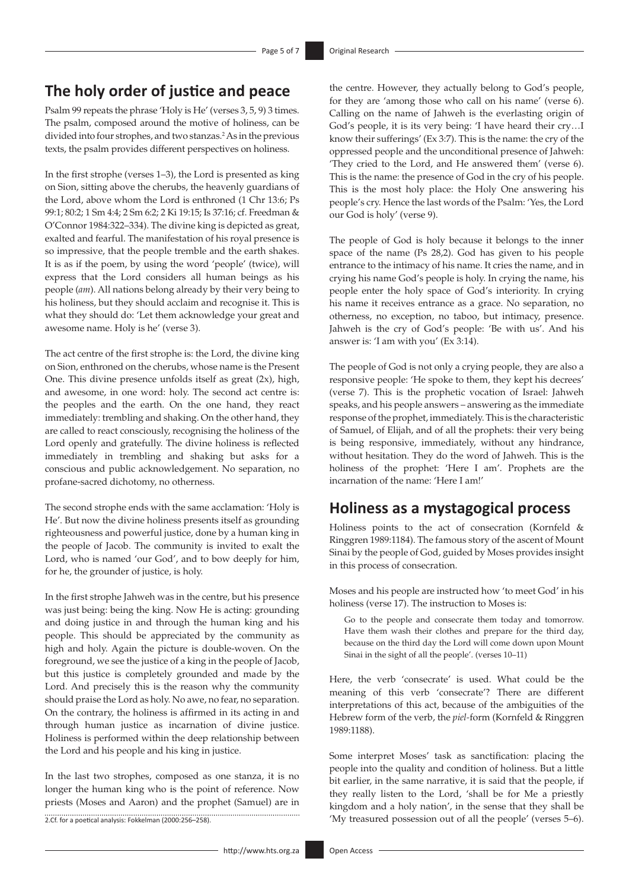## The holy order of justice and peace

Psalm 99 repeats the phrase 'Holy is He' (verses 3, 5, 9) 3 times. The psalm, composed around the motive of holiness, can be divided into four strophes, and two stanzas.[2] As in the previous texts, the psalm provides different perspectives on holiness.

In the first strophe (verses 1–3), the Lord is presented as king on Sion, sitting above the cherubs, the heavenly guardians of the Lord, above whom the Lord is enthroned (1 Chr 13:6; Ps 99:1; 80:2; 1 Sm 4:4; 2 Sm 6:2; 2 Ki 19:15; Is 37:16; cf. Freedman & O'Connor 1984:322–334). The divine king is depicted as great, exalted and fearful. The manifestation of his royal presence is so impressive, that the people tremble and the earth shakes. It is as if the poem, by using the word 'people' (twice), will express that the Lord considers all human beings as his people (*am*). All nations belong already by their very being to his holiness, but they should acclaim and recognise it. This is what they should do: 'Let them acknowledge your great and awesome name. Holy is he' (verse 3).

The act centre of the first strophe is: the Lord, the divine king on Sion, enthroned on the cherubs, whose name is the Present One. This divine presence unfolds itself as great (2x), high, and awesome, in one word: holy. The second act centre is: the peoples and the earth. On the one hand, they react immediately: trembling and shaking. On the other hand, they are called to react consciously, recognising the holiness of the Lord openly and gratefully. The divine holiness is reflected immediately in trembling and shaking but asks for a conscious and public acknowledgement. No separation, no profane-sacred dichotomy, no otherness.

The second strophe ends with the same acclamation: 'Holy is He'. But now the divine holiness presents itself as grounding righteousness and powerful justice, done by a human king in the people of Jacob. The community is invited to exalt the Lord, who is named 'our God', and to bow deeply for him, for he, the grounder of justice, is holy.

In the first strophe Jahweh was in the centre, but his presence was just being: being the king. Now He is acting: grounding and doing justice in and through the human king and his people. This should be appreciated by the community as high and holy. Again the picture is double-woven. On the foreground, we see the justice of a king in the people of Jacob, but this justice is completely grounded and made by the Lord. And precisely this is the reason why the community should praise the Lord as holy. No awe, no fear, no separation. On the contrary, the holiness is affirmed in its acting in and through human justice as incarnation of divine justice. Holiness is performed within the deep relationship between the Lord and his people and his king in justice.

In the last two strophes, composed as one stanza, it is no longer the human king who is the point of reference. Now priests (Moses and Aaron) and the prophet (Samuel) are in the centre. However, they actually belong to God's people, for they are 'among those who call on his name' (verse 6). Calling on the name of Jahweh is the everlasting origin of God's people, it is its very being: 'I have heard their cry…I know their sufferings' (Ex 3:7). This is the name: the cry of the oppressed people and the unconditional presence of Jahweh: 'They cried to the Lord, and He answered them' (verse 6). This is the name: the presence of God in the cry of his people. This is the most holy place: the Holy One answering his people's cry. Hence the last words of the Psalm: 'Yes, the Lord our God is holy' (verse 9).

The people of God is holy because it belongs to the inner space of the name (Ps 28,2). God has given to his people entrance to the intimacy of his name. It cries the name, and in crying his name God's people is holy. In crying the name, his people enter the holy space of God's interiority. In crying his name it receives entrance as a grace. No separation, no otherness, no exception, no taboo, but intimacy, presence. Jahweh is the cry of God's people: 'Be with us'. And his answer is: 'I am with you' (Ex 3:14).

The people of God is not only a crying people, they are also a responsive people: 'He spoke to them, they kept his decrees' (verse 7). This is the prophetic vocation of Israel: Jahweh speaks, and his people answers – answering as the immediate response of the prophet, immediately. This is the characteristic of Samuel, of Elijah, and of all the prophets: their very being is being responsive, immediately, without any hindrance, without hesitation. They do the word of Jahweh. This is the holiness of the prophet: 'Here I am'. Prophets are the incarnation of the name: 'Here I am!'

## Holiness as a mystagogical process

Holiness points to the act of consecration (Kornfeld & Ringgren 1989:1184). The famous story of the ascent of Mount Sinai by the people of God, guided by Moses provides insight in this process of consecration.

Moses and his people are instructed how 'to meet God' in his holiness (verse 17). The instruction to Moses is:

> Go to the people and consecrate them today and tomorrow. Have them wash their clothes and prepare for the third day, because on the third day the Lord will come down upon Mount Sinai in the sight of all the people'. (verses 10–11)

Here, the verb 'consecrate' is used. What could be the meaning of this verb 'consecrate'? There are different interpretations of this act, because of the ambiguities of the Hebrew form of the verb, the *piel*-form (Kornfeld & Ringgren 1989:1188).

Some interpret Moses' task as sanctification: placing the people into the quality and condition of holiness. But a little bit earlier, in the same narrative, it is said that the people, if they really listen to the Lord, 'shall be for Me a priestly kingdom and a holy nation', in the sense that they shall be 'My treasured possession out of all the people' (verses 5–6).

2. Cf. for a poetical analysis: Fokkelman (2000:256–258).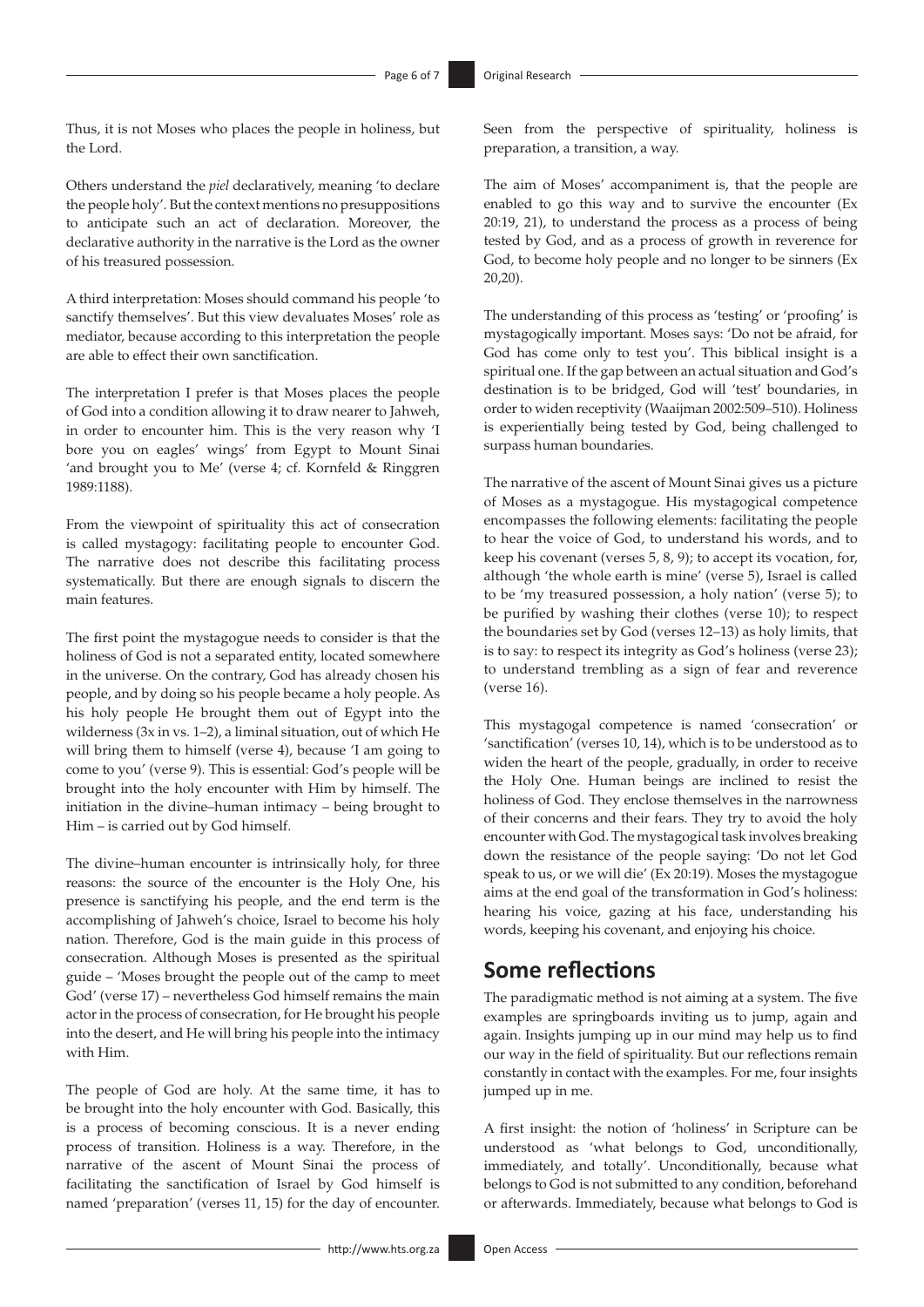Thus, it is not Moses who places the people in holiness, but the Lord.

Others understand the *piel* declaratively, meaning 'to declare the people holy'. But the context mentions no presuppositions to anticipate such an act of declaration. Moreover, the declarative authority in the narrative is the Lord as the owner of his treasured possession.

A third interpretation: Moses should command his people 'to sanctify themselves'. But this view devaluates Moses' role as mediator, because according to this interpretation the people are able to effect their own sanctification.

The interpretation I prefer is that Moses places the people of God into a condition allowing it to draw nearer to Jahweh, in order to encounter him. This is the very reason why 'I bore you on eagles' wings' from Egypt to Mount Sinai 'and brought you to Me' (verse 4; cf. Kornfeld & Ringgren 1989:1188).

From the viewpoint of spirituality this act of consecration is called mystagogy: facilitating people to encounter God. The narrative does not describe this facilitating process systematically. But there are enough signals to discern the main features.

The first point the mystagogue needs to consider is that the holiness of God is not a separated entity, located somewhere in the universe. On the contrary, God has already chosen his people, and by doing so his people became a holy people. As his holy people He brought them out of Egypt into the wilderness (3x in vs. 1–2), a liminal situation, out of which He will bring them to himself (verse 4), because 'I am going to come to you' (verse 9). This is essential: God's people will be brought into the holy encounter with Him by himself. The initiation in the divine–human intimacy – being brought to Him – is carried out by God himself.

The divine–human encounter is intrinsically holy, for three reasons: the source of the encounter is the Holy One, his presence is sanctifying his people, and the end term is the accomplishing of Jahweh's choice, Israel to become his holy nation. Therefore, God is the main guide in this process of consecration. Although Moses is presented as the spiritual guide – 'Moses brought the people out of the camp to meet God' (verse 17) – nevertheless God himself remains the main actor in the process of consecration, for He brought his people into the desert, and He will bring his people into the intimacy with Him.

The people of God are holy. At the same time, it has to be brought into the holy encounter with God. Basically, this is a process of becoming conscious. It is a never ending process of transition. Holiness is a way. Therefore, in the narrative of the ascent of Mount Sinai the process of facilitating the sanctification of Israel by God himself is named 'preparation' (verses 11, 15) for the day of encounter. Seen from the perspective of spirituality, holiness is preparation, a transition, a way.

The aim of Moses' accompaniment is, that the people are enabled to go this way and to survive the encounter (Ex 20:19, 21), to understand the process as a process of being tested by God, and as a process of growth in reverence for God, to become holy people and no longer to be sinners (Ex 20,20).

The understanding of this process as 'testing' or 'proofing' is mystagogically important. Moses says: 'Do not be afraid, for God has come only to test you'. This biblical insight is a spiritual one. If the gap between an actual situation and God's destination is to be bridged, God will 'test' boundaries, in order to widen receptivity (Waaijman 2002:509–510). Holiness is experientially being tested by God, being challenged to surpass human boundaries.

The narrative of the ascent of Mount Sinai gives us a picture of Moses as a mystagogue. His mystagogical competence encompasses the following elements: facilitating the people to hear the voice of God, to understand his words, and to keep his covenant (verses 5, 8, 9); to accept its vocation, for, although 'the whole earth is mine' (verse 5), Israel is called to be 'my treasured possession, a holy nation' (verse 5); to be purified by washing their clothes (verse 10); to respect the boundaries set by God (verses 12–13) as holy limits, that is to say: to respect its integrity as God's holiness (verse 23); to understand trembling as a sign of fear and reverence (verse 16).

This mystagogal competence is named 'consecration' or 'sanctification' (verses 10, 14), which is to be understood as to widen the heart of the people, gradually, in order to receive the Holy One. Human beings are inclined to resist the holiness of God. They enclose themselves in the narrowness of their concerns and their fears. They try to avoid the holy encounter with God. The mystagogical task involves breaking down the resistance of the people saying: 'Do not let God speak to us, or we will die' (Ex 20:19). Moses the mystagogue aims at the end goal of the transformation in God's holiness: hearing his voice, gazing at his face, understanding his words, keeping his covenant, and enjoying his choice.

## Some reflections

The paradigmatic method is not aiming at a system. The five examples are springboards inviting us to jump, again and again. Insights jumping up in our mind may help us to find our way in the field of spirituality. But our reflections remain constantly in contact with the examples. For me, four insights jumped up in me.

A first insight: the notion of 'holiness' in Scripture can be understood as 'what belongs to God, unconditionally, immediately, and totally'. Unconditionally, because what belongs to God is not submitted to any condition, beforehand or afterwards. Immediately, because what belongs to God is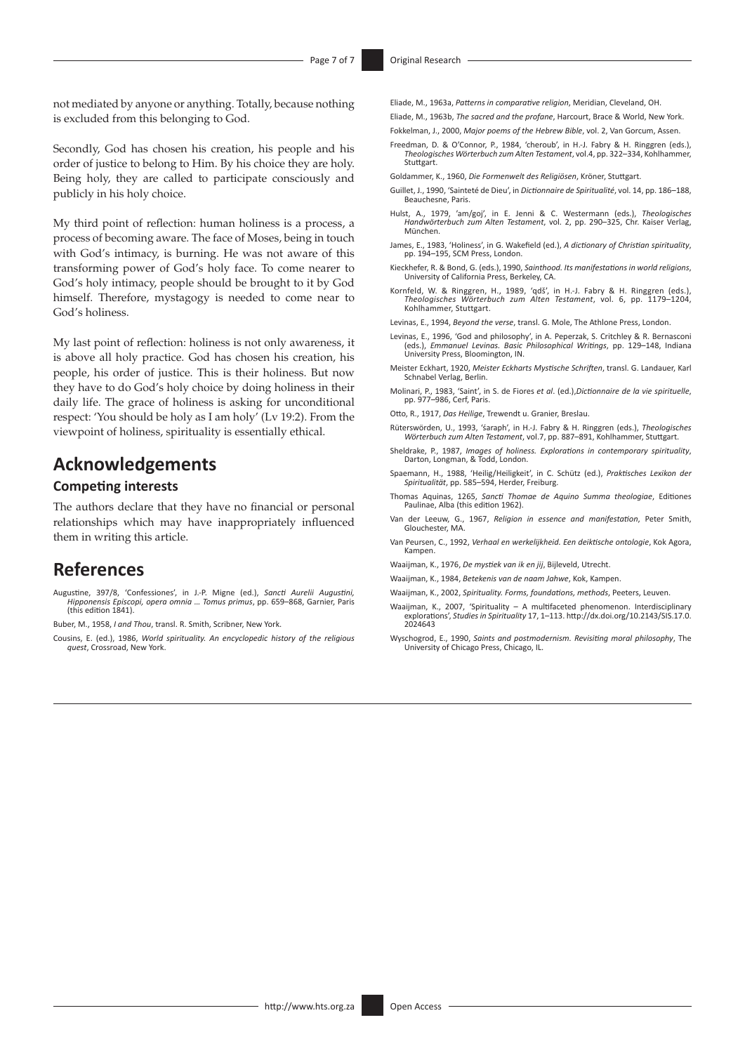not mediated by anyone or anything. Totally, because nothing is excluded from this belonging to God.

Secondly, God has chosen his creation, his people and his order of justice to belong to Him. By his choice they are holy. Being holy, they are called to participate consciously and publicly in his holy choice.

My third point of reflection: human holiness is a process, a process of becoming aware. The face of Moses, being in touch with God's intimacy, is burning. He was not aware of this transforming power of God's holy face. To come nearer to God's holy intimacy, people should be brought to it by God himself. Therefore, mystagogy is needed to come near to God's holiness.

My last point of reflection: holiness is not only awareness, it is above all holy practice. God has chosen his creation, his people, his order of justice. This is their holiness. But now they have to do God's holy choice by doing holiness in their daily life. The grace of holiness is asking for unconditional respect: 'You should be holy as I am holy' (Lv 19:2). From the viewpoint of holiness, spirituality is essentially ethical.

# Acknowledgements

### Competing interests

The authors declare that they have no financial or personal relationships which may have inappropriately influenced them in writing this article.

# References

Augustine, 397/8, 'Confessiones', in J.-P. Migne (ed.), *Sancti Aurelii Augustini, Hipponensis Episcopi, opera omnia ... Tomus primus*, pp. 659–868, Garnier, Paris (this edition 1841).

Buber, M., 1958, *I and Thou*, transl. R. Smith, Scribner, New York.

Cousins, E. (ed.), 1986, *World spirituality. An encyclopedic history of the religious quest*, Crossroad, New York.

Eliade, M., 1963a, *Patterns in comparative religion*, Meridian, Cleveland, OH.

Eliade, M., 1963b, *The sacred and the profane*, Harcourt, Brace & World, New York.

Fokkelman, J., 2000, *Major poems of the Hebrew Bible*, vol. 2, Van Gorcum, Assen.

Freedman, D. & O'Connor, P., 1984, 'cheroub', in H.-J. Fabry & H. Ringgren (eds.), *Theologisches Wörterbuch zum Alten Testament*, vol.4, pp. 322–334, Kohlhammer, Stuttgart.

Goldammer, K., 1960, *Die Formenwelt des Religiösen*, Kröner, Stuttgart.

Guillet, J., 1990, 'Sainteté de Dieu', in *Dictionnaire de Spiritualité*, vol. 14, pp. 186–188, Beauchesne, Paris.

Hulst, A., 1979, 'am/goj', in E. Jenni & C. Westermann (eds.), *Theologisches Handwörterbuch zum Alten Testament*, vol. 2, pp. 290–325, Chr. Kaiser Verlag, München.

James, E., 1983, 'Holiness', in G. Wakefield (ed.), *A dictionary of Christian spirituality*, pp. 194–195, SCM Press, London.

Kieckhefer, R. & Bond, G. (eds.), 1990, *Sainthood. Its manifestations in world religions*, University of California Press, Berkeley, CA.

Kornfeld, W. & Ringgren, H., 1989, 'qdš', in H.-J. Fabry & H. Ringgren (eds.), *Theologisches Wörterbuch zum Alten Testament*, vol. 6, pp. 1179–1204, Kohlhammer, Stuttgart.

Levinas, E., 1994, *Beyond the verse*, transl. G. Mole, The Athlone Press, London.

Levinas, E., 1996, 'God and philosophy', in A. Peperzak, S. Critchley & R. Bernasconi (eds.), *Emmanuel Levinas. Basic Philosophical Writings*, pp. 129–148, Indiana University Press, Bloomington, IN.

Meister Eckhart, 1920, *Meister Eckharts Mystische Schriften*, transl. G. Landauer, Karl Schnabel Verlag, Berlin.

Molinari, P., 1983, 'Saint', in S. de Fiores *et al*. (ed.),*Dictionnaire de la vie spirituelle*, pp. 977–986, Cerf, Paris.

Otto, R., 1917, *Das Heilige*, Trewendt u. Granier, Breslau.

Rüterswörden, U., 1993, 'śaraph', in H.-J. Fabry & H. Ringgren (eds.), *Theologisches Wörterbuch zum Alten Testament*, vol.7, pp. 887–891, Kohlhammer, Stuttgart.

Sheldrake, P., 1987, *Images of holiness. Explorations in contemporary spirituality*, Darton, Longman, & Todd, London.

Spaemann, H., 1988, 'Heilig/Heiligkeit', in C. Schütz (ed.), *Praktisches Lexikon der Spiritualität*, pp. 585–594, Herder, Freiburg.

Thomas Aquinas, 1265, *Sancti Thomae de Aquino Summa theologiae*, Editiones Paulinae, Alba (this edition 1962).

Van der Leeuw, G., 1967, *Religion in essence and manifestation*, Peter Smith, Glouchester, MA.

Van Peursen, C., 1992, *Verhaal en werkelijkheid. Een deiktische ontologie*, Kok Agora, Kampen.

Waaijman, K., 1976, *De mystiek van ik en jij*, Bijleveld, Utrecht.

Waaijman, K., 1984, *Betekenis van de naam Jahwe*, Kok, Kampen.

Waaijman, K., 2002, *Spirituality. Forms, foundations, methods*, Peeters, Leuven.

Waaijman, K., 2007, 'Spirituality – A multifaceted phenomenon. Interdisciplinary explorations', *Studies in Spirituality* 17, 1–113. http://dx.doi.org/10.2143/SIS.17.0.2024643

Wyschogrod, E., 1990, *Saints and postmodernism. Revisiting moral philosophy*, The University of Chicago Press, Chicago, IL.